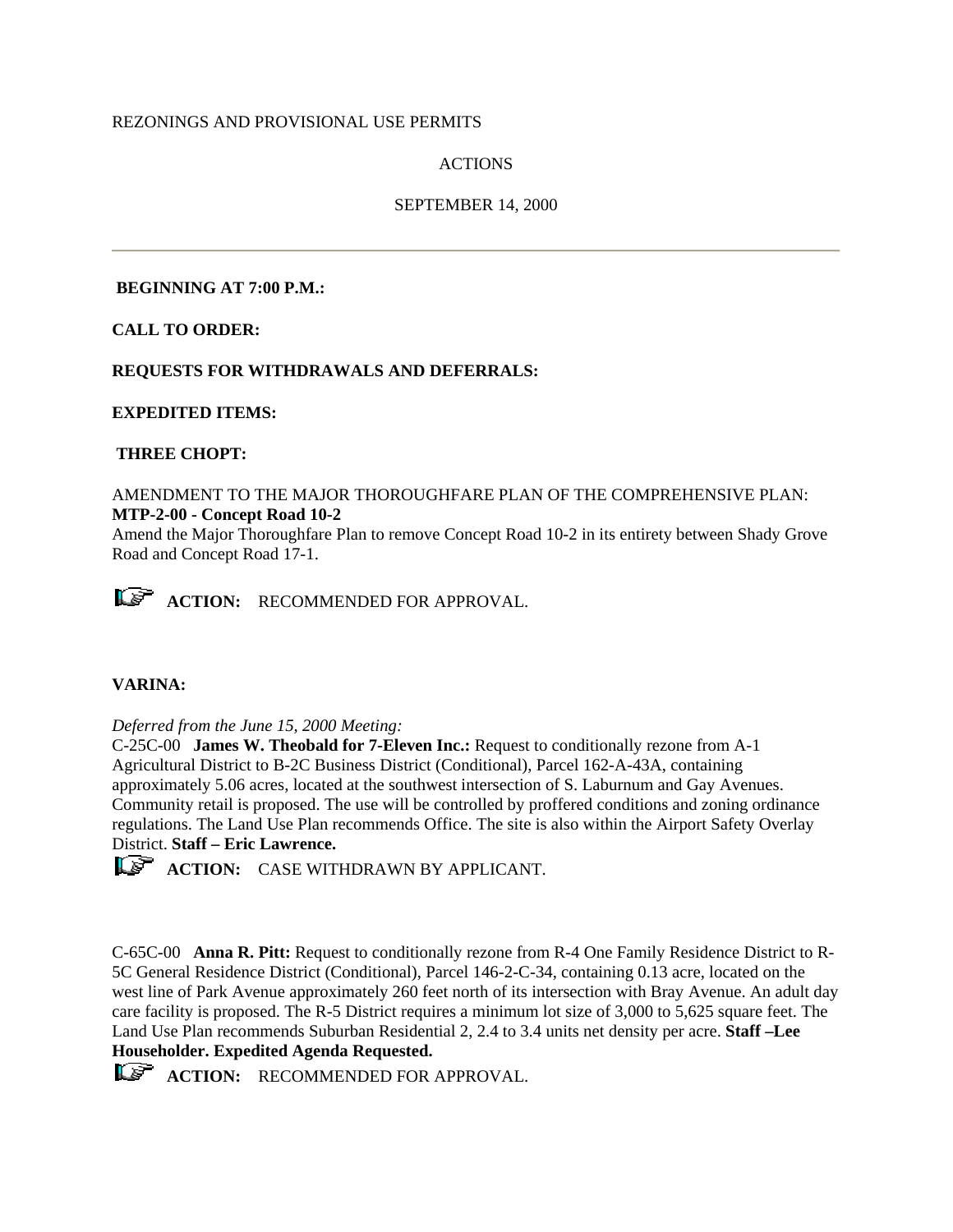REZONINGS AND PROVISIONAL USE PERMITS

ACTIONS

SEPTEMBER 14, 2000

---

**BEGINNING AT 7:00 P.M.:**

**CALL TO ORDER:**

**REQUESTS FOR WITHDRAWALS AND DEFERRALS:**

**EXPEDITED ITEMS:**

**THREE CHOPT:**

AMENDMENT TO THE MAJOR THOROUGHFARE PLAN OF THE COMPREHENSIVE PLAN:
**MTP-2-00 - Concept Road 10-2**
Amend the Major Thoroughfare Plan to remove Concept Road 10-2 in its entirety between Shady Grove Road and Concept Road 17-1.

**ACTION:** RECOMMENDED FOR APPROVAL.

**VARINA:**

*Deferred from the June 15, 2000 Meeting:*
C-25C-00 **James W. Theobald for 7-Eleven Inc.:** Request to conditionally rezone from A-1 Agricultural District to B-2C Business District (Conditional), Parcel 162-A-43A, containing approximately 5.06 acres, located at the southwest intersection of S. Laburnum and Gay Avenues. Community retail is proposed. The use will be controlled by proffered conditions and zoning ordinance regulations. The Land Use Plan recommends Office. The site is also within the Airport Safety Overlay District. **Staff – Eric Lawrence.**

**ACTION:** CASE WITHDRAWN BY APPLICANT.

C-65C-00 **Anna R. Pitt:** Request to conditionally rezone from R-4 One Family Residence District to R-5C General Residence District (Conditional), Parcel 146-2-C-34, containing 0.13 acre, located on the west line of Park Avenue approximately 260 feet north of its intersection with Bray Avenue. An adult day care facility is proposed. The R-5 District requires a minimum lot size of 3,000 to 5,625 square feet. The Land Use Plan recommends Suburban Residential 2, 2.4 to 3.4 units net density per acre. **Staff –Lee Householder. Expedited Agenda Requested.**

**ACTION:** RECOMMENDED FOR APPROVAL.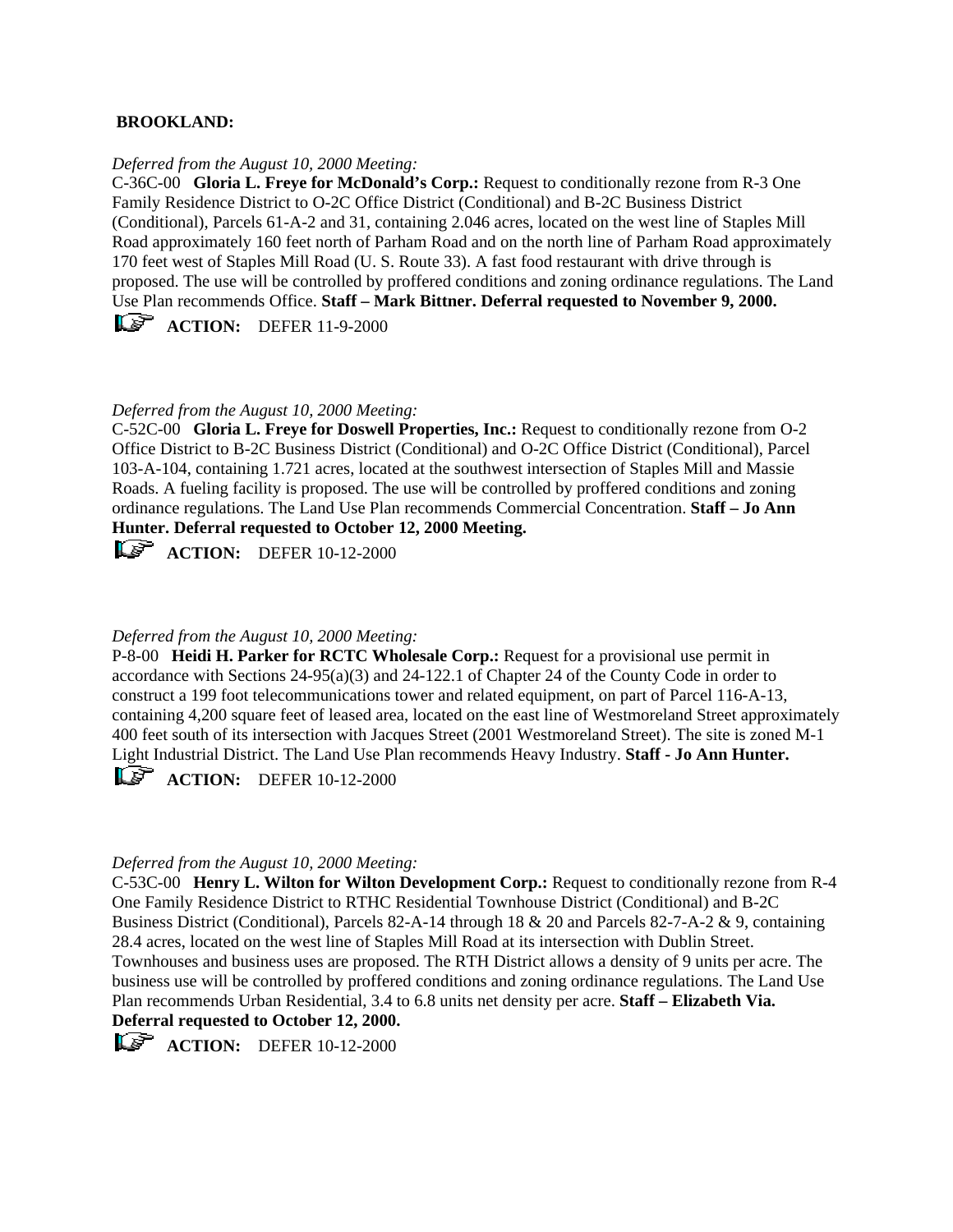**BROOKLAND:**

*Deferred from the August 10, 2000 Meeting:*

C-36C-00 **Gloria L. Freye for McDonald's Corp.:** Request to conditionally rezone from R-3 One Family Residence District to O-2C Office District (Conditional) and B-2C Business District (Conditional), Parcels 61-A-2 and 31, containing 2.046 acres, located on the west line of Staples Mill Road approximately 160 feet north of Parham Road and on the north line of Parham Road approximately 170 feet west of Staples Mill Road (U. S. Route 33). A fast food restaurant with drive through is proposed. The use will be controlled by proffered conditions and zoning ordinance regulations. The Land Use Plan recommends Office. **Staff – Mark Bittner. Deferral requested to November 9, 2000.**

**ACTION:** DEFER 11-9-2000

*Deferred from the August 10, 2000 Meeting:*

C-52C-00 **Gloria L. Freye for Doswell Properties, Inc.:** Request to conditionally rezone from O-2 Office District to B-2C Business District (Conditional) and O-2C Office District (Conditional), Parcel 103-A-104, containing 1.721 acres, located at the southwest intersection of Staples Mill and Massie Roads. A fueling facility is proposed. The use will be controlled by proffered conditions and zoning ordinance regulations. The Land Use Plan recommends Commercial Concentration. **Staff – Jo Ann Hunter. Deferral requested to October 12, 2000 Meeting.**

**ACTION:** DEFER 10-12-2000

*Deferred from the August 10, 2000 Meeting:*

P-8-00 **Heidi H. Parker for RCTC Wholesale Corp.:** Request for a provisional use permit in accordance with Sections 24-95(a)(3) and 24-122.1 of Chapter 24 of the County Code in order to construct a 199 foot telecommunications tower and related equipment, on part of Parcel 116-A-13, containing 4,200 square feet of leased area, located on the east line of Westmoreland Street approximately 400 feet south of its intersection with Jacques Street (2001 Westmoreland Street). The site is zoned M-1 Light Industrial District. The Land Use Plan recommends Heavy Industry. **Staff - Jo Ann Hunter.**

**ACTION:** DEFER 10-12-2000

*Deferred from the August 10, 2000 Meeting:*

C-53C-00 **Henry L. Wilton for Wilton Development Corp.:** Request to conditionally rezone from R-4 One Family Residence District to RTHC Residential Townhouse District (Conditional) and B-2C Business District (Conditional), Parcels 82-A-14 through 18 & 20 and Parcels 82-7-A-2 & 9, containing 28.4 acres, located on the west line of Staples Mill Road at its intersection with Dublin Street. Townhouses and business uses are proposed. The RTH District allows a density of 9 units per acre. The business use will be controlled by proffered conditions and zoning ordinance regulations. The Land Use Plan recommends Urban Residential, 3.4 to 6.8 units net density per acre. **Staff – Elizabeth Via. Deferral requested to October 12, 2000.**

**ACTION:** DEFER 10-12-2000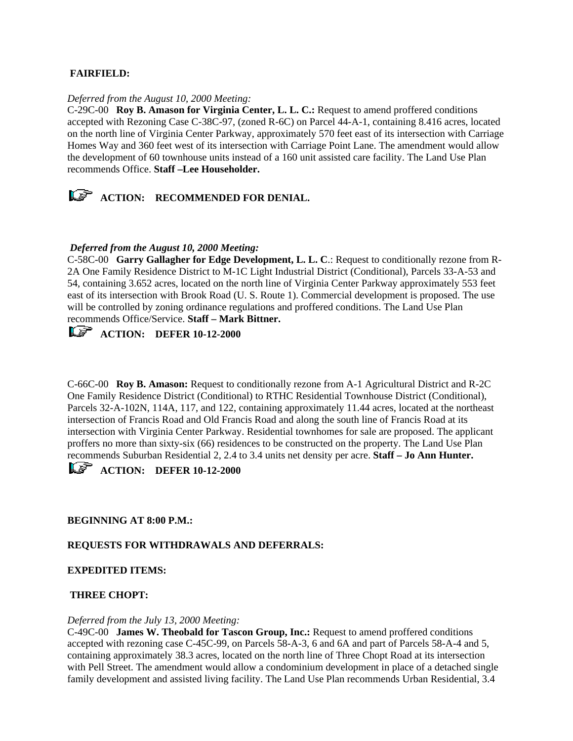**FAIRFIELD:**

*Deferred from the August 10, 2000 Meeting:*
C-29C-00 **Roy B. Amason for Virginia Center, L. L. C.:** Request to amend proffered conditions accepted with Rezoning Case C-38C-97, (zoned R-6C) on Parcel 44-A-1, containing 8.416 acres, located on the north line of Virginia Center Parkway, approximately 570 feet east of its intersection with Carriage Homes Way and 360 feet west of its intersection with Carriage Point Lane. The amendment would allow the development of 60 townhouse units instead of a 160 unit assisted care facility. The Land Use Plan recommends Office. **Staff –Lee Householder.**

**ACTION: RECOMMENDED FOR DENIAL.**

***Deferred from the August 10, 2000 Meeting:***
C-58C-00 **Garry Gallagher for Edge Development, L. L. C**.: Request to conditionally rezone from R-2A One Family Residence District to M-1C Light Industrial District (Conditional), Parcels 33-A-53 and 54, containing 3.652 acres, located on the north line of Virginia Center Parkway approximately 553 feet east of its intersection with Brook Road (U. S. Route 1). Commercial development is proposed. The use will be controlled by zoning ordinance regulations and proffered conditions. The Land Use Plan recommends Office/Service. **Staff – Mark Bittner.**

**ACTION: DEFER 10-12-2000**

C-66C-00 **Roy B. Amason:** Request to conditionally rezone from A-1 Agricultural District and R-2C One Family Residence District (Conditional) to RTHC Residential Townhouse District (Conditional), Parcels 32-A-102N, 114A, 117, and 122, containing approximately 11.44 acres, located at the northeast intersection of Francis Road and Old Francis Road and along the south line of Francis Road at its intersection with Virginia Center Parkway. Residential townhomes for sale are proposed. The applicant proffers no more than sixty-six (66) residences to be constructed on the property. The Land Use Plan recommends Suburban Residential 2, 2.4 to 3.4 units net density per acre. **Staff – Jo Ann Hunter.**

**ACTION: DEFER 10-12-2000**

**BEGINNING AT 8:00 P.M.:**

**REQUESTS FOR WITHDRAWALS AND DEFERRALS:**

**EXPEDITED ITEMS:**

**THREE CHOPT:**

*Deferred from the July 13, 2000 Meeting:*
C-49C-00 **James W. Theobald for Tascon Group, Inc.:** Request to amend proffered conditions accepted with rezoning case C-45C-99, on Parcels 58-A-3, 6 and 6A and part of Parcels 58-A-4 and 5, containing approximately 38.3 acres, located on the north line of Three Chopt Road at its intersection with Pell Street. The amendment would allow a condominium development in place of a detached single family development and assisted living facility. The Land Use Plan recommends Urban Residential, 3.4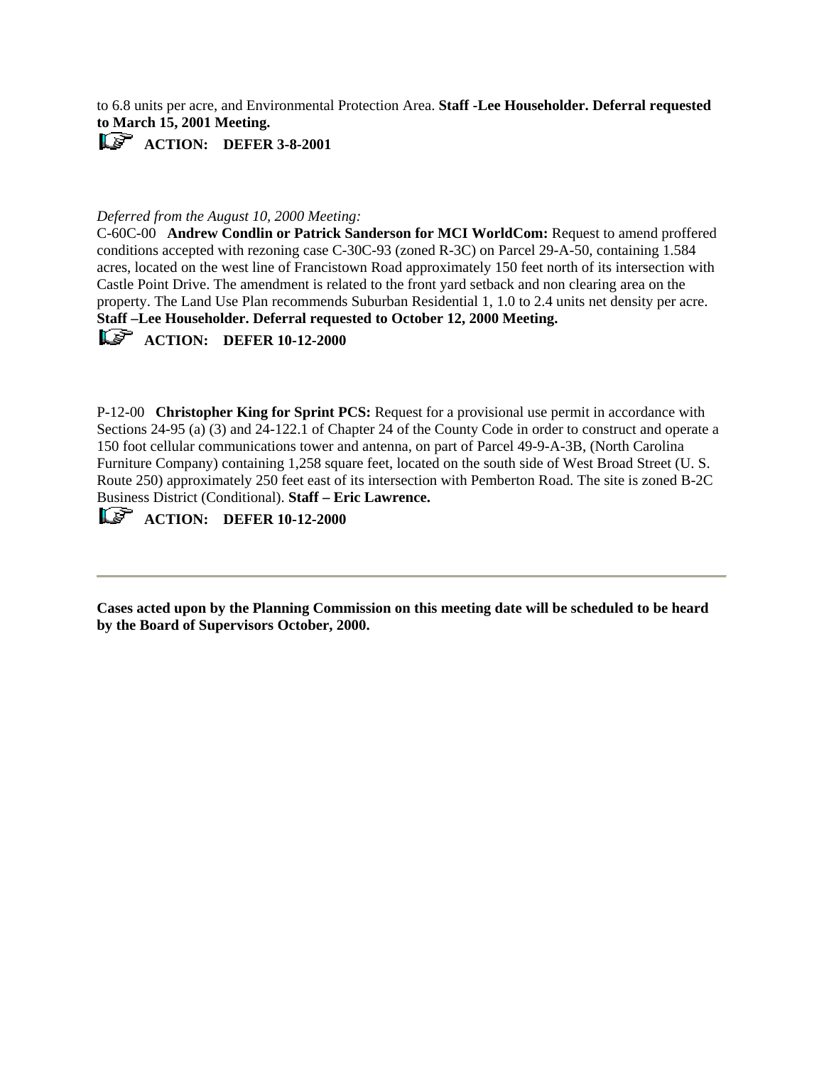to 6.8 units per acre, and Environmental Protection Area. **Staff -Lee Householder. Deferral requested to March 15, 2001 Meeting.**

**ACTION: DEFER 3-8-2001**

*Deferred from the August 10, 2000 Meeting:*

C-60C-00 **Andrew Condlin or Patrick Sanderson for MCI WorldCom:** Request to amend proffered conditions accepted with rezoning case C-30C-93 (zoned R-3C) on Parcel 29-A-50, containing 1.584 acres, located on the west line of Francistown Road approximately 150 feet north of its intersection with Castle Point Drive. The amendment is related to the front yard setback and non clearing area on the property. The Land Use Plan recommends Suburban Residential 1, 1.0 to 2.4 units net density per acre. **Staff –Lee Householder. Deferral requested to October 12, 2000 Meeting.**

**ACTION: DEFER 10-12-2000**

P-12-00 **Christopher King for Sprint PCS:** Request for a provisional use permit in accordance with Sections 24-95 (a) (3) and 24-122.1 of Chapter 24 of the County Code in order to construct and operate a 150 foot cellular communications tower and antenna, on part of Parcel 49-9-A-3B, (North Carolina Furniture Company) containing 1,258 square feet, located on the south side of West Broad Street (U. S. Route 250) approximately 250 feet east of its intersection with Pemberton Road. The site is zoned B-2C Business District (Conditional). **Staff – Eric Lawrence.**

**ACTION: DEFER 10-12-2000**

---

**Cases acted upon by the Planning Commission on this meeting date will be scheduled to be heard by the Board of Supervisors October, 2000.**